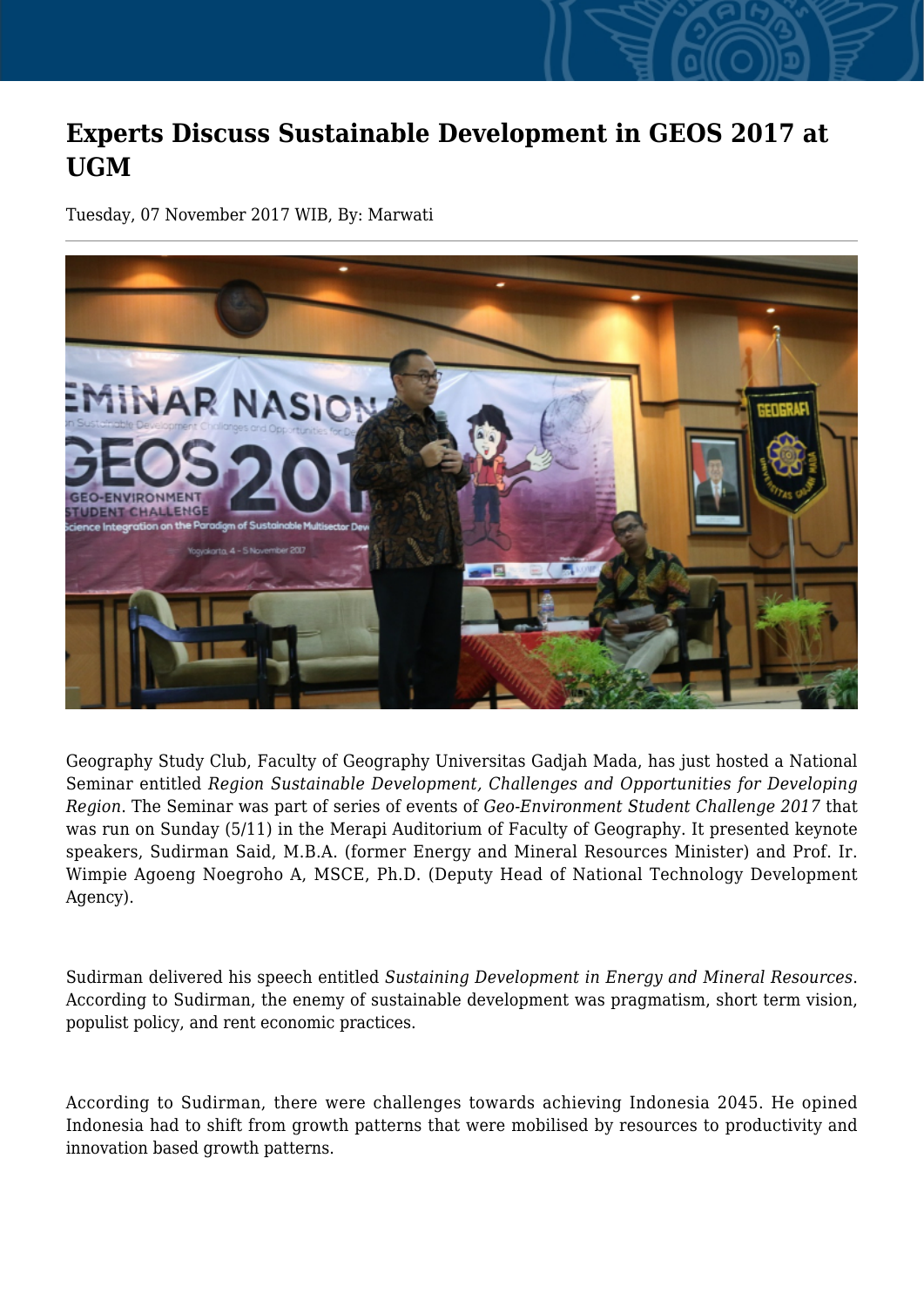# Experts Discuss Sustainable Development in GEOS 2017 at UGM

Tuesday, 07 November 2017 WIB, By: Marwati

---

Geography Study Club, Faculty of Geography Universitas Gadjah Mada, has just hosted a National Seminar entitled *Region Sustainable Development, Challenges and Opportunities for Developing Region*. The Seminar was part of series of events of *Geo-Environment Student Challenge 2017* that was run on Sunday (5/11) in the Merapi Auditorium of Faculty of Geography. It presented keynote speakers, Sudirman Said, M.B.A. (former Energy and Mineral Resources Minister) and Prof. Ir. Wimpie Agoeng Noegroho A, MSCE, Ph.D. (Deputy Head of National Technology Development Agency).

Sudirman delivered his speech entitled *Sustaining Development in Energy and Mineral Resources*. According to Sudirman, the enemy of sustainable development was pragmatism, short term vision, populist policy, and rent economic practices.

According to Sudirman, there were challenges towards achieving Indonesia 2045. He opined Indonesia had to shift from growth patterns that were mobilised by resources to productivity and innovation based growth patterns.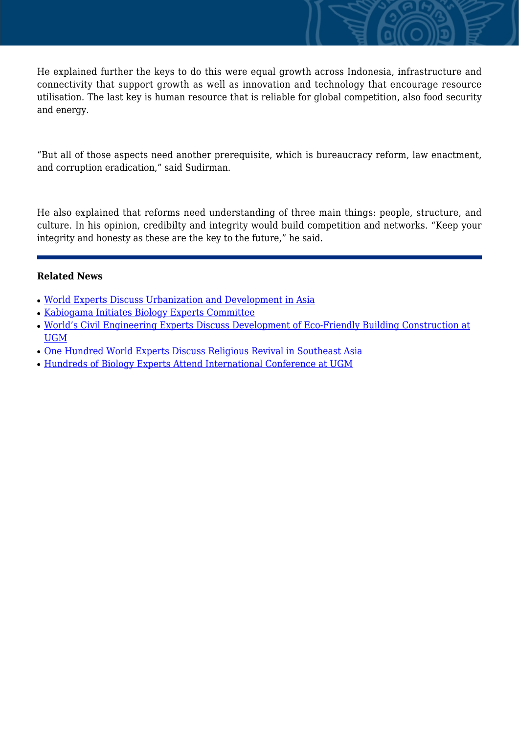He explained further the keys to do this were equal growth across Indonesia, infrastructure and connectivity that support growth as well as innovation and technology that encourage resource utilisation. The last key is human resource that is reliable for global competition, also food security and energy.

"But all of those aspects need another prerequisite, which is bureaucracy reform, law enactment, and corruption eradication," said Sudirman.

He also explained that reforms need understanding of three main things: people, structure, and culture. In his opinion, credibilty and integrity would build competition and networks. "Keep your integrity and honesty as these are the key to the future," he said.

---

**Related News**

- World Experts Discuss Urbanization and Development in Asia
- Kabiogama Initiates Biology Experts Committee
- World's Civil Engineering Experts Discuss Development of Eco-Friendly Building Construction at UGM
- One Hundred World Experts Discuss Religious Revival in Southeast Asia
- Hundreds of Biology Experts Attend International Conference at UGM